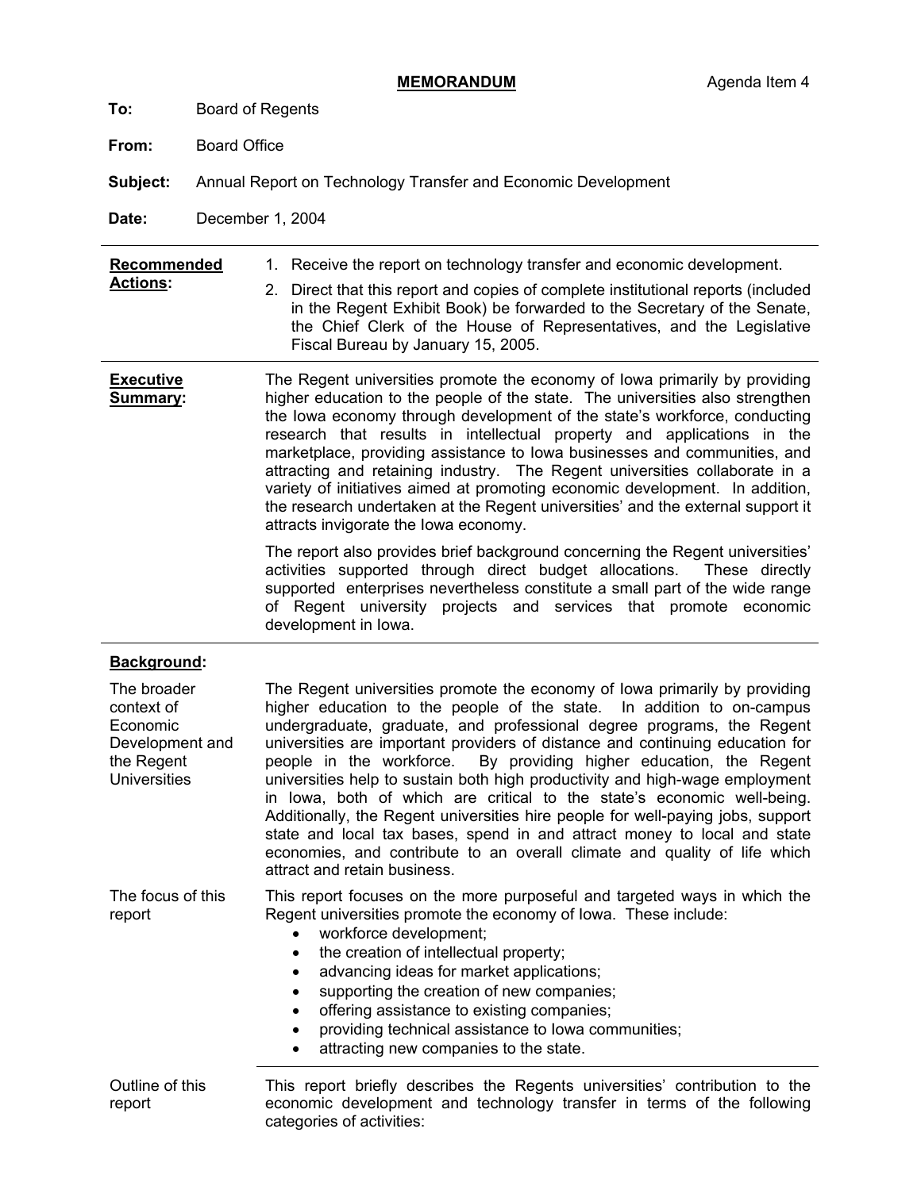**MEMORANDUM** Agenda Item 4

**To:** Board of Regents

**From:** Board Office

**Subject:** Annual Report on Technology Transfer and Economic Development

**Date:** December 1, 2004

---

**Recommended Actions:**

1. Receive the report on technology transfer and economic development.
2. Direct that this report and copies of complete institutional reports (included in the Regent Exhibit Book) be forwarded to the Secretary of the Senate, the Chief Clerk of the House of Representatives, and the Legislative Fiscal Bureau by January 15, 2005.

---

**Executive Summary:**

The Regent universities promote the economy of Iowa primarily by providing higher education to the people of the state. The universities also strengthen the Iowa economy through development of the state's workforce, conducting research that results in intellectual property and applications in the marketplace, providing assistance to Iowa businesses and communities, and attracting and retaining industry. The Regent universities collaborate in a variety of initiatives aimed at promoting economic development. In addition, the research undertaken at the Regent universities' and the external support it attracts invigorate the Iowa economy.

The report also provides brief background concerning the Regent universities' activities supported through direct budget allocations. These directly supported enterprises nevertheless constitute a small part of the wide range of Regent university projects and services that promote economic development in Iowa.

---

**Background:**

**The broader context of Economic Development and the Regent Universities**

The Regent universities promote the economy of Iowa primarily by providing higher education to the people of the state. In addition to on-campus undergraduate, graduate, and professional degree programs, the Regent universities are important providers of distance and continuing education for people in the workforce. By providing higher education, the Regent universities help to sustain both high productivity and high-wage employment in Iowa, both of which are critical to the state's economic well-being. Additionally, the Regent universities hire people for well-paying jobs, support state and local tax bases, spend in and attract money to local and state economies, and contribute to an overall climate and quality of life which attract and retain business.

**The focus of this report**

This report focuses on the more purposeful and targeted ways in which the Regent universities promote the economy of Iowa. These include:

- workforce development;
- the creation of intellectual property;
- advancing ideas for market applications;
- supporting the creation of new companies;
- offering assistance to existing companies;
- providing technical assistance to Iowa communities;
- attracting new companies to the state.

---

**Outline of this report**

This report briefly describes the Regents universities' contribution to the economic development and technology transfer in terms of the following categories of activities: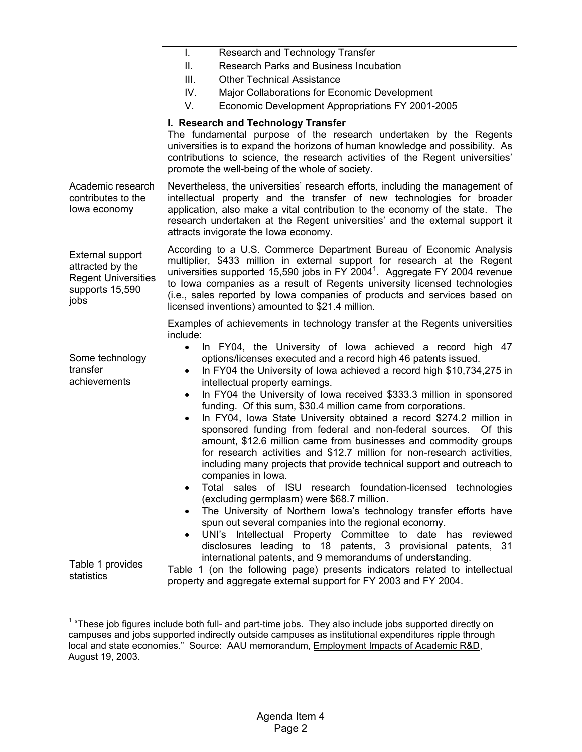I. Research and Technology Transfer
II. Research Parks and Business Incubation
III. Other Technical Assistance
IV. Major Collaborations for Economic Development
V. Economic Development Appropriations FY 2001-2005

**I. Research and Technology Transfer**

The fundamental purpose of the research undertaken by the Regents universities is to expand the horizons of human knowledge and possibility. As contributions to science, the research activities of the Regent universities' promote the well-being of the whole of society.

*Academic research contributes to the Iowa economy*

Nevertheless, the universities' research efforts, including the management of intellectual property and the transfer of new technologies for broader application, also make a vital contribution to the economy of the state. The research undertaken at the Regent universities' and the external support it attracts invigorate the Iowa economy.

*External support attracted by the Regent Universities supports 15,590 jobs*

According to a U.S. Commerce Department Bureau of Economic Analysis multiplier, \$433 million in external support for research at the Regent universities supported 15,590 jobs in FY 2004[1]. Aggregate FY 2004 revenue to Iowa companies as a result of Regents university licensed technologies (i.e., sales reported by Iowa companies of products and services based on licensed inventions) amounted to \$21.4 million.

*Some technology transfer achievements*

Examples of achievements in technology transfer at the Regents universities include:

- In FY04, the University of Iowa achieved a record high 47 options/licenses executed and a record high 46 patents issued.
- In FY04 the University of Iowa achieved a record high \$10,734,275 in intellectual property earnings.
- In FY04 the University of Iowa received \$333.3 million in sponsored funding. Of this sum, \$30.4 million came from corporations.
- In FY04, Iowa State University obtained a record \$274.2 million in sponsored funding from federal and non-federal sources. Of this amount, \$12.6 million came from businesses and commodity groups for research activities and \$12.7 million for non-research activities, including many projects that provide technical support and outreach to companies in Iowa.
- Total sales of ISU research foundation-licensed technologies (excluding germplasm) were \$68.7 million.
- The University of Northern Iowa's technology transfer efforts have spun out several companies into the regional economy.
- UNI's Intellectual Property Committee to date has reviewed disclosures leading to 18 patents, 3 provisional patents, 31 international patents, and 9 memorandums of understanding.

*Table 1 provides statistics*

Table 1 (on the following page) presents indicators related to intellectual property and aggregate external support for FY 2003 and FY 2004.

[1] "These job figures include both full- and part-time jobs. They also include jobs supported directly on campuses and jobs supported indirectly outside campuses as institutional expenditures ripple through local and state economies." Source: AAU memorandum, Employment Impacts of Academic R&D, August 19, 2003.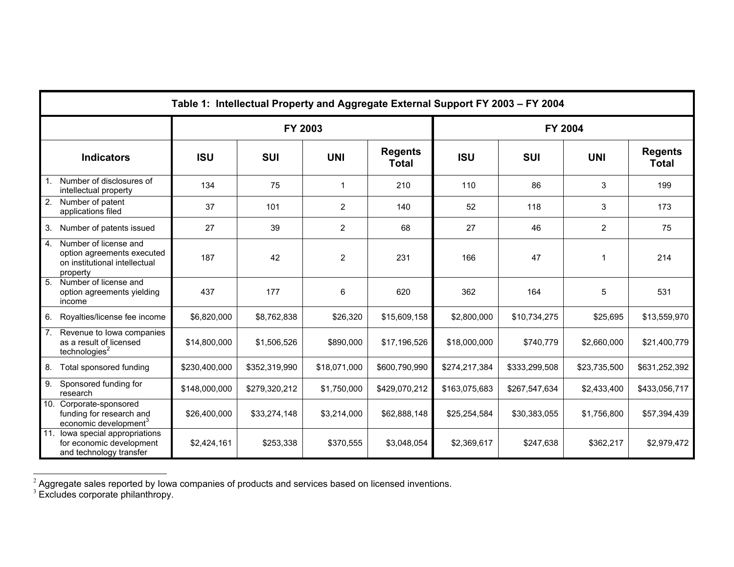| Table 1: Intellectual Property and Aggregate External Support FY 2003 – FY 2004 | | | | | | | | |
|---|---|---|---|---|---|---|---|---|
| | FY 2003 | | | | FY 2004 | | | |
| **Indicators** | **ISU** | **SUI** | **UNI** | **Regents Total** | **ISU** | **SUI** | **UNI** | **Regents Total** |
| 1. Number of disclosures of intellectual property | 134 | 75 | 1 | 210 | 110 | 86 | 3 | 199 |
| 2. Number of patent applications filed | 37 | 101 | 2 | 140 | 52 | 118 | 3 | 173 |
| 3. Number of patents issued | 27 | 39 | 2 | 68 | 27 | 46 | 2 | 75 |
| 4. Number of license and option agreements executed on institutional intellectual property | 187 | 42 | 2 | 231 | 166 | 47 | 1 | 214 |
| 5. Number of license and option agreements yielding income | 437 | 177 | 6 | 620 | 362 | 164 | 5 | 531 |
| 6. Royalties/license fee income | $6,820,000 | $8,762,838 | $26,320 | $15,609,158 | $2,800,000 | $10,734,275 | $25,695 | $13,559,970 |
| 7. Revenue to Iowa companies as a result of licensed technologies[2] | $14,800,000 | $1,506,526 | $890,000 | $17,196,526 | $18,000,000 | $740,779 | $2,660,000 | $21,400,779 |
| 8. Total sponsored funding | $230,400,000 | $352,319,990 | $18,071,000 | $600,790,990 | $274,217,384 | $333,299,508 | $23,735,500 | $631,252,392 |
| 9. Sponsored funding for research | $148,000,000 | $279,320,212 | $1,750,000 | $429,070,212 | $163,075,683 | $267,547,634 | $2,433,400 | $433,056,717 |
| 10. Corporate-sponsored funding for research and economic development[3] | $26,400,000 | $33,274,148 | $3,214,000 | $62,888,148 | $25,254,584 | $30,383,055 | $1,756,800 | $57,394,439 |
| 11. Iowa special appropriations for economic development and technology transfer | $2,424,161 | $253,338 | $370,555 | $3,048,054 | $2,369,617 | $247,638 | $362,217 | $2,979,472 |

[2] Aggregate sales reported by Iowa companies of products and services based on licensed inventions.
[3] Excludes corporate philanthropy.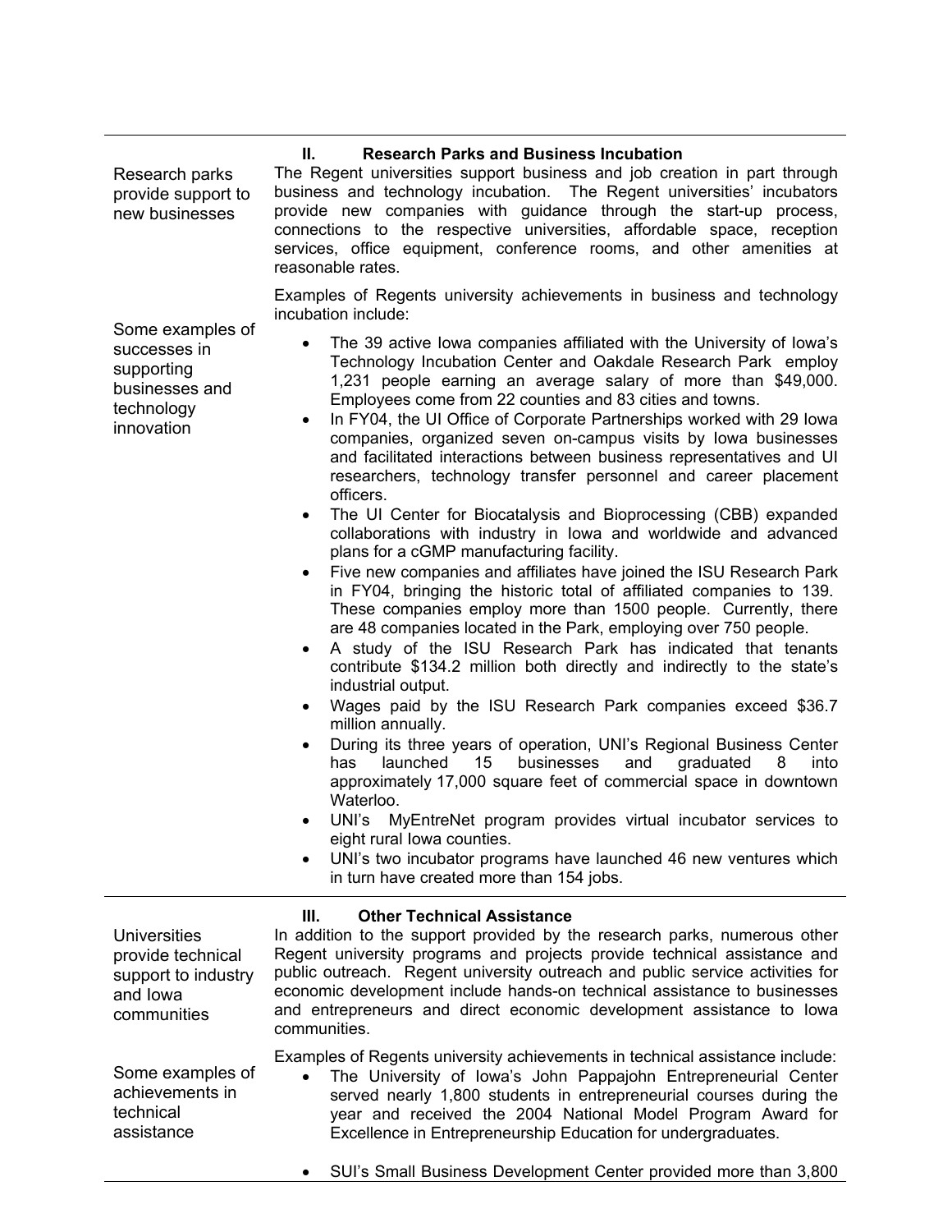## II. Research Parks and Business Incubation

Research parks provide support to new businesses

The Regent universities support business and job creation in part through business and technology incubation. The Regent universities' incubators provide new companies with guidance through the start-up process, connections to the respective universities, affordable space, reception services, office equipment, conference rooms, and other amenities at reasonable rates.

Some examples of successes in supporting businesses and technology innovation

Examples of Regents university achievements in business and technology incubation include:

- The 39 active Iowa companies affiliated with the University of Iowa's Technology Incubation Center and Oakdale Research Park employ 1,231 people earning an average salary of more than $49,000. Employees come from 22 counties and 83 cities and towns.
- In FY04, the UI Office of Corporate Partnerships worked with 29 Iowa companies, organized seven on-campus visits by Iowa businesses and facilitated interactions between business representatives and UI researchers, technology transfer personnel and career placement officers.
- The UI Center for Biocatalysis and Bioprocessing (CBB) expanded collaborations with industry in Iowa and worldwide and advanced plans for a cGMP manufacturing facility.
- Five new companies and affiliates have joined the ISU Research Park in FY04, bringing the historic total of affiliated companies to 139. These companies employ more than 1500 people. Currently, there are 48 companies located in the Park, employing over 750 people.
- A study of the ISU Research Park has indicated that tenants contribute $134.2 million both directly and indirectly to the state's industrial output.
- Wages paid by the ISU Research Park companies exceed $36.7 million annually.
- During its three years of operation, UNI's Regional Business Center has launched 15 businesses and graduated 8 into approximately 17,000 square feet of commercial space in downtown Waterloo.
- UNI's MyEntreNet program provides virtual incubator services to eight rural Iowa counties.
- UNI's two incubator programs have launched 46 new ventures which in turn have created more than 154 jobs.

## III. Other Technical Assistance

Universities provide technical support to industry and Iowa communities

In addition to the support provided by the research parks, numerous other Regent university programs and projects provide technical assistance and public outreach. Regent university outreach and public service activities for economic development include hands-on technical assistance to businesses and entrepreneurs and direct economic development assistance to Iowa communities.

Some examples of achievements in technical assistance

Examples of Regents university achievements in technical assistance include:

- The University of Iowa's John Pappajohn Entrepreneurial Center served nearly 1,800 students in entrepreneurial courses during the year and received the 2004 National Model Program Award for Excellence in Entrepreneurship Education for undergraduates.
- SUI's Small Business Development Center provided more than 3,800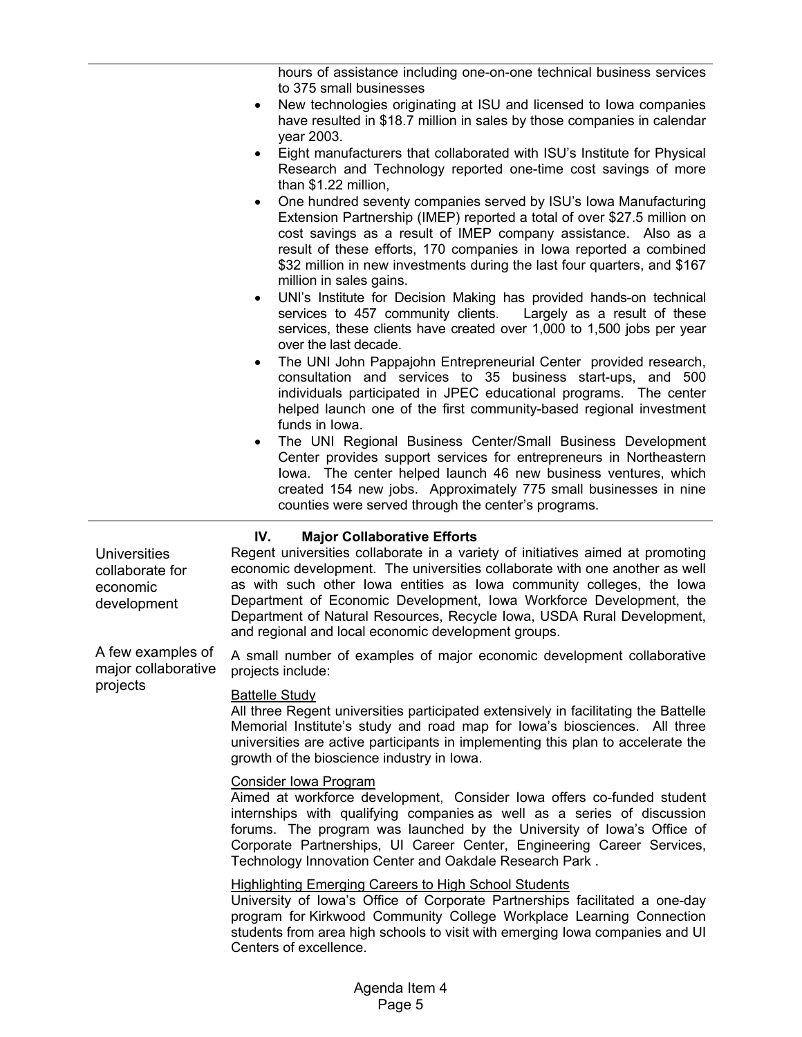hours of assistance including one-on-one technical business services to 375 small businesses

- New technologies originating at ISU and licensed to Iowa companies have resulted in $18.7 million in sales by those companies in calendar year 2003.
- Eight manufacturers that collaborated with ISU's Institute for Physical Research and Technology reported one-time cost savings of more than $1.22 million,
- One hundred seventy companies served by ISU's Iowa Manufacturing Extension Partnership (IMEP) reported a total of over $27.5 million on cost savings as a result of IMEP company assistance. Also as a result of these efforts, 170 companies in Iowa reported a combined $32 million in new investments during the last four quarters, and $167 million in sales gains.
- UNI's Institute for Decision Making has provided hands-on technical services to 457 community clients. Largely as a result of these services, these clients have created over 1,000 to 1,500 jobs per year over the last decade.
- The UNI John Pappajohn Entrepreneurial Center provided research, consultation and services to 35 business start-ups, and 500 individuals participated in JPEC educational programs. The center helped launch one of the first community-based regional investment funds in Iowa.
- The UNI Regional Business Center/Small Business Development Center provides support services for entrepreneurs in Northeastern Iowa. The center helped launch 46 new business ventures, which created 154 new jobs. Approximately 775 small businesses in nine counties were served through the center's programs.

## IV. Major Collaborative Efforts

*Universities collaborate for economic development*

Regent universities collaborate in a variety of initiatives aimed at promoting economic development. The universities collaborate with one another as well as with such other Iowa entities as Iowa community colleges, the Iowa Department of Economic Development, Iowa Workforce Development, the Department of Natural Resources, Recycle Iowa, USDA Rural Development, and regional and local economic development groups.

*A few examples of major collaborative projects*

A small number of examples of major economic development collaborative projects include:

Battelle Study

All three Regent universities participated extensively in facilitating the Battelle Memorial Institute's study and road map for Iowa's biosciences. All three universities are active participants in implementing this plan to accelerate the growth of the bioscience industry in Iowa.

Consider Iowa Program

Aimed at workforce development, Consider Iowa offers co-funded student internships with qualifying companies as well as a series of discussion forums. The program was launched by the University of Iowa's Office of Corporate Partnerships, UI Career Center, Engineering Career Services, Technology Innovation Center and Oakdale Research Park .

Highlighting Emerging Careers to High School Students

University of Iowa's Office of Corporate Partnerships facilitated a one-day program for Kirkwood Community College Workplace Learning Connection students from area high schools to visit with emerging Iowa companies and UI Centers of excellence.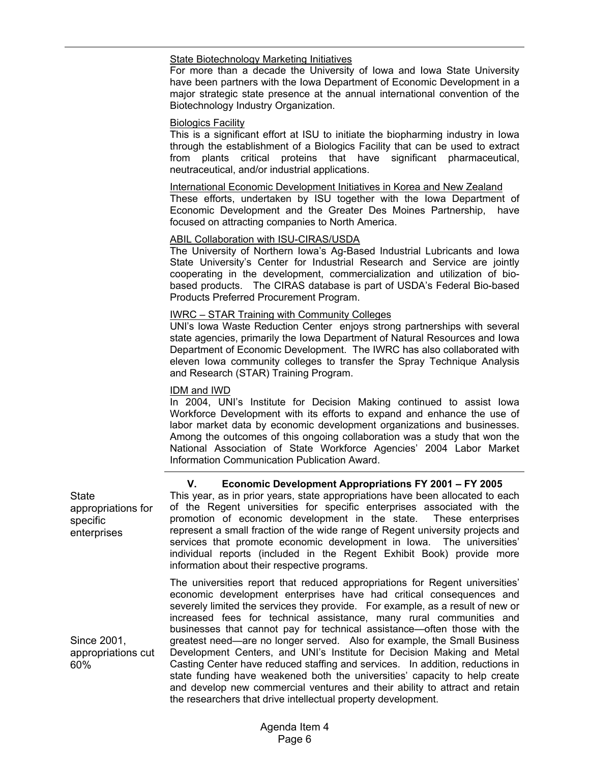State Biotechnology Marketing Initiatives

For more than a decade the University of Iowa and Iowa State University have been partners with the Iowa Department of Economic Development in a major strategic state presence at the annual international convention of the Biotechnology Industry Organization.

Biologics Facility

This is a significant effort at ISU to initiate the biopharming industry in Iowa through the establishment of a Biologics Facility that can be used to extract from plants critical proteins that have significant pharmaceutical, neutraceutical, and/or industrial applications.

International Economic Development Initiatives in Korea and New Zealand

These efforts, undertaken by ISU together with the Iowa Department of Economic Development and the Greater Des Moines Partnership, have focused on attracting companies to North America.

ABIL Collaboration with ISU-CIRAS/USDA

The University of Northern Iowa's Ag-Based Industrial Lubricants and Iowa State University's Center for Industrial Research and Service are jointly cooperating in the development, commercialization and utilization of bio-based products. The CIRAS database is part of USDA's Federal Bio-based Products Preferred Procurement Program.

IWRC – STAR Training with Community Colleges

UNI's Iowa Waste Reduction Center enjoys strong partnerships with several state agencies, primarily the Iowa Department of Natural Resources and Iowa Department of Economic Development. The IWRC has also collaborated with eleven Iowa community colleges to transfer the Spray Technique Analysis and Research (STAR) Training Program.

IDM and IWD

In 2004, UNI's Institute for Decision Making continued to assist Iowa Workforce Development with its efforts to expand and enhance the use of labor market data by economic development organizations and businesses. Among the outcomes of this ongoing collaboration was a study that won the National Association of State Workforce Agencies' 2004 Labor Market Information Communication Publication Award.

## V. Economic Development Appropriations FY 2001 – FY 2005

*State appropriations for specific enterprises*

This year, as in prior years, state appropriations have been allocated to each of the Regent universities for specific enterprises associated with the promotion of economic development in the state. These enterprises represent a small fraction of the wide range of Regent university projects and services that promote economic development in Iowa. The universities' individual reports (included in the Regent Exhibit Book) provide more information about their respective programs.

*Since 2001, appropriations cut 60%*

The universities report that reduced appropriations for Regent universities' economic development enterprises have had critical consequences and severely limited the services they provide. For example, as a result of new or increased fees for technical assistance, many rural communities and businesses that cannot pay for technical assistance—often those with the greatest need—are no longer served. Also for example, the Small Business Development Centers, and UNI's Institute for Decision Making and Metal Casting Center have reduced staffing and services. In addition, reductions in state funding have weakened both the universities' capacity to help create and develop new commercial ventures and their ability to attract and retain the researchers that drive intellectual property development.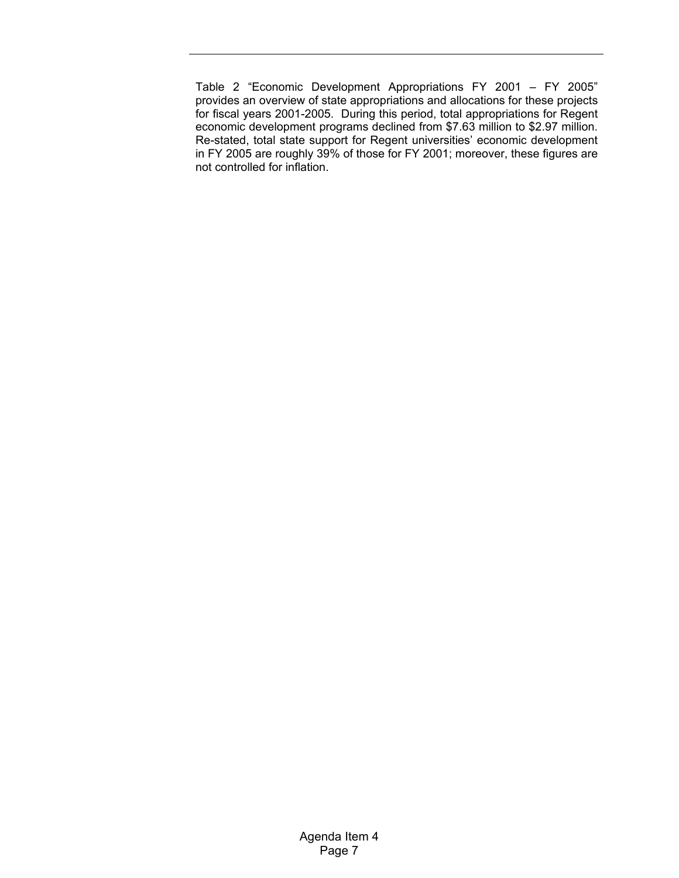Table 2 “Economic Development Appropriations FY 2001 – FY 2005” provides an overview of state appropriations and allocations for these projects for fiscal years 2001-2005. During this period, total appropriations for Regent economic development programs declined from $7.63 million to $2.97 million. Re-stated, total state support for Regent universities’ economic development in FY 2005 are roughly 39% of those for FY 2001; moreover, these figures are not controlled for inflation.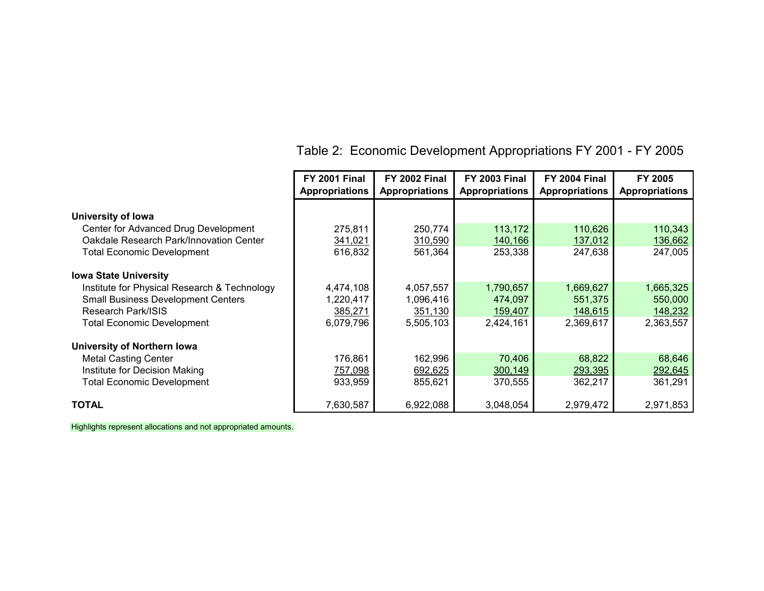# Table 2: Economic Development Appropriations FY 2001 - FY 2005

| | FY 2001 Final Appropriations | FY 2002 Final Appropriations | FY 2003 Final Appropriations | FY 2004 Final Appropriations | FY 2005 Appropriations |
|---|---|---|---|---|---|
| **University of Iowa** | | | | | |
| Center for Advanced Drug Development | 275,811 | 250,774 | 113,172 | 110,626 | 110,343 |
| Oakdale Research Park/Innovation Center | 341,021 | 310,590 | 140,166 | 137,012 | 136,662 |
| Total Economic Development | 616,832 | 561,364 | 253,338 | 247,638 | 247,005 |
| **Iowa State University** | | | | | |
| Institute for Physical Research & Technology | 4,474,108 | 4,057,557 | 1,790,657 | 1,669,627 | 1,665,325 |
| Small Business Development Centers | 1,220,417 | 1,096,416 | 474,097 | 551,375 | 550,000 |
| Research Park/ISIS | 385,271 | 351,130 | 159,407 | 148,615 | 148,232 |
| Total Economic Development | 6,079,796 | 5,505,103 | 2,424,161 | 2,369,617 | 2,363,557 |
| **University of Northern Iowa** | | | | | |
| Metal Casting Center | 176,861 | 162,996 | 70,406 | 68,822 | 68,646 |
| Institute for Decision Making | 757,098 | 692,625 | 300,149 | 293,395 | 292,645 |
| Total Economic Development | 933,959 | 855,621 | 370,555 | 362,217 | 361,291 |
| **TOTAL** | 7,630,587 | 6,922,088 | 3,048,054 | 2,979,472 | 2,971,853 |

Highlights represent allocations and not appropriated amounts.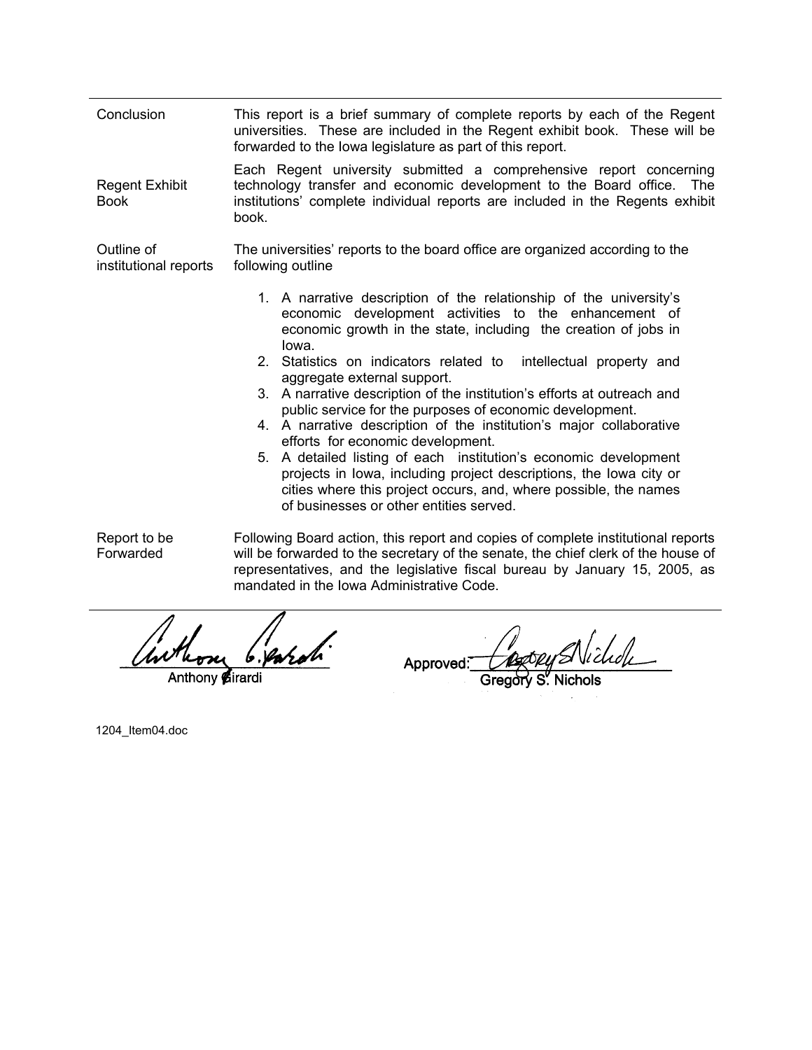**Conclusion**

This report is a brief summary of complete reports by each of the Regent universities. These are included in the Regent exhibit book. These will be forwarded to the Iowa legislature as part of this report.

**Regent Exhibit Book**

Each Regent university submitted a comprehensive report concerning technology transfer and economic development to the Board office. The institutions' complete individual reports are included in the Regents exhibit book.

**Outline of institutional reports**

The universities' reports to the board office are organized according to the following outline

1. A narrative description of the relationship of the university's economic development activities to the enhancement of economic growth in the state, including the creation of jobs in Iowa.
2. Statistics on indicators related to intellectual property and aggregate external support.
3. A narrative description of the institution's efforts at outreach and public service for the purposes of economic development.
4. A narrative description of the institution's major collaborative efforts for economic development.
5. A detailed listing of each institution's economic development projects in Iowa, including project descriptions, the Iowa city or cities where this project occurs, and, where possible, the names of businesses or other entities served.

**Report to be Forwarded**

Following Board action, this report and copies of complete institutional reports will be forwarded to the secretary of the senate, the chief clerk of the house of representatives, and the legislative fiscal bureau by January 15, 2005, as mandated in the Iowa Administrative Code.

Anthony Girardi

Approved: Gregory S. Nichols

1204_Item04.doc